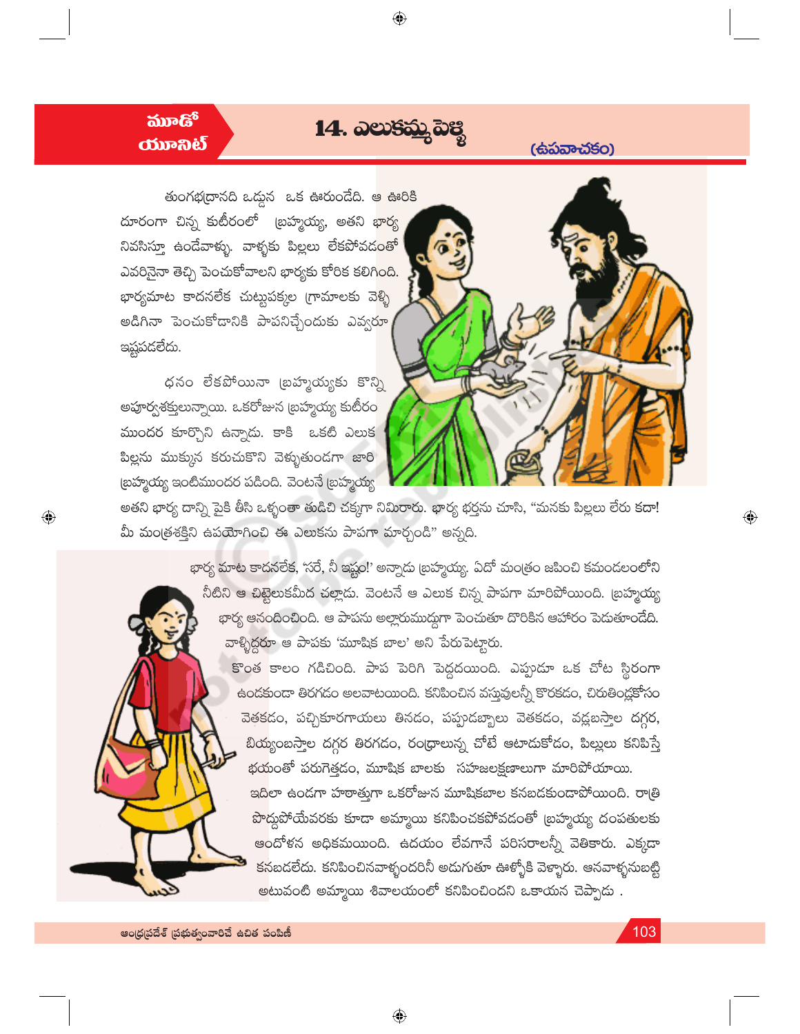మూడో యూనిట్

# 14. ఎలుకమ్మ పెళ్ళి

(ఉపవాచకం)

తుంగభద్రానది ఒడ్డున ఒక ఊరుండేది. ఆ ఊరికి దూరంగా చిన్న కుటీరంలో బ్రహ్మయ్య, అతని భార్య నివసిస్తూ ఉండేవాళ్ళు. వాళ్ళకు పిల్లలు లేకపోవడంతో ఎవరినైనా తెచ్చి పెంచుకోవాలని భార్యకు కోరిక కలిగింది. భార్యమాట కాదనలేక చుట్టుపక్కల గ్రామాలకు వెళ్ళి అడిగినా పెంచుకోడానికి పాపనిచ్చేందుకు ఎవ్వరూ ఇష్టపడలేదు.

ధనం లేకపోయినా బ్రహ్మయ్యకు కొన్ని అపూర్వశక్తులున్నాయి. ఒకరోజున బ్రహ్మయ్య కుటీరం ముందర కూర్చొని ఉన్నాడు. కాకి ఒకటి ఎలుక పిల్లను ముక్కున కరుచుకొని వెళ్ళుతుండగా జారి బ్రహ్మయ్య ఇంటిముందర పడింది. వెంటనే బ్రహ్మయ్య అతని భార్య దాన్ని పైకి తీసి ఒళ్ళంతా తుడిచి చక్కగా నిమిరారు. భార్య భర్తను చూసి, "మనకు పిల్లలు లేరు కదా! మీ మంత్రశక్తిని ఉపయోగించి ఈ ఎలుకను పాపగా మార్చండి" అన్నది.

భార్య మాట కాదనలేక, 'సరే, నీ ఇష్టం!' అన్నాడు బ్రహ్మయ్య. ఏదో మంత్రం జపించి కమండలంలోని నీటిని ఆ చిట్టెలుకమీద చల్లాడు. వెంటనే ఆ ఎలుక చిన్న పాపగా మారిపోయింది. బ్రహ్మయ్య భార్య ఆనందించింది. ఆ పాపను అల్లారుముద్దుగా పెంచుతూ దొరికిన ఆహారం పెడుతూండేది. వాళ్ళిద్దరూ ఆ పాపకు 'మూషిక బాల' అని పేరుపెట్టారు.

కొంత కాలం గడిచింది. పాప పెరిగి పెద్దదయింది. ఎప్పుడూ ఒక చోట స్థిరంగా ఉండకుండా తిరగడం అలవాటయింది. కనిపించిన వస్తువులన్నీ కొరకడం, చిరుతిండ్లకోసం వెతకడం, పచ్చికూరగాయలు తినడం, పప్పుడబ్బాలు వెతకడం, వడ్లబస్తాల దగ్గర, బియ్యంబస్తాల దగ్గర తిరగడం, రంధ్రాలున్న చోటే ఆటాడుకోడం, పిల్లులు కనిపిస్తే భయంతో పరుగెత్తడం, మూషిక బాలకు సహజలక్షణాలుగా మారిపోయాయి.

ఇదిలా ఉండగా హఠాత్తుగా ఒకరోజున మూషికబాల కనబడకుండాపోయింది. రాత్రి పొద్దుపోయేవరకు కూడా అమ్మాయి కనిపించకపోవడంతో బ్రహ్మయ్య దంపతులకు ఆందోళన అధికమయింది. ఉదయం లేవగానే పరిసరాలన్నీ వెతికారు. ఎక్కడా కనబడలేదు. కనిపించినవాళ్ళందరినీ అడుగుతూ ఊళ్ళోకి వెళ్ళారు. ఆనవాళ్ళనుబట్టి అటువంటి అమ్మాయి శివాలయంలో కనిపించిందని ఒకాయన చెప్పాడు .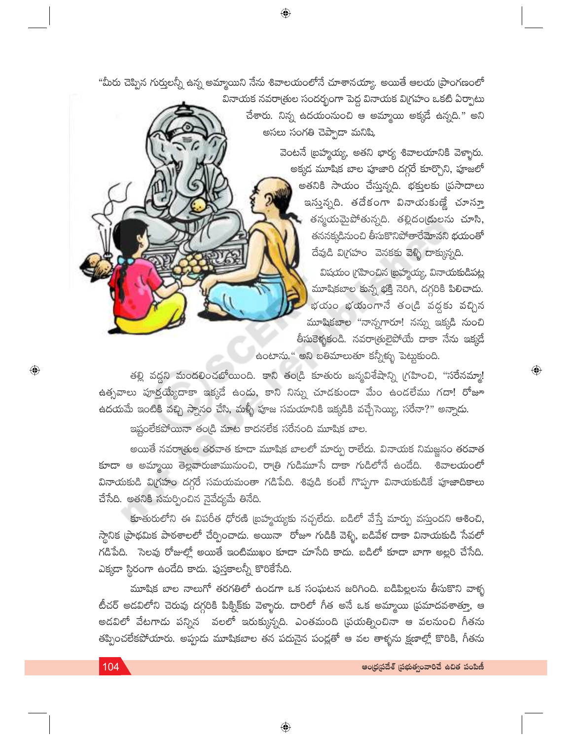"మీరు చెప్పిన గుర్తులన్నీ ఉన్న అమ్మాయిని నేను శివాలయంలోనే చూశానయ్యా. అయితే ఆలయ ప్రాంగణంలో వినాయక నవరాత్రుల సందర్భంగా పెద్ద వినాయక విగ్రహం ఒకటి ఏర్పాటు చేశారు. నిన్న ఉదయంనుంచి ఆ అమ్మాయి అక్కడే ఉన్నది." అని అసలు సంగతి చెప్పాడా మనిషి.

వెంటనే బ్రహ్మయ్య, అతని భార్య శివాలయానికి వెళ్ళారు. అక్కడ మూషిక బాల పూజారి దగ్గరే కూర్చొని, పూజలో అతనికి సాయం చేస్తున్నది. భక్తులకు ప్రసాదాలు ఇస్తున్నది. తదేకంగా వినాయకుణ్ణే చూస్తూ తన్మయమైపోతున్నది. తల్లిదండ్రులను చూసి, తననక్కడినుంచి తీసుకొనిపోతారేమోనని భయంతో దేవుడి విగ్రహం వెనకకు వెళ్ళి దాక్కున్నది.

విషయం గ్రహించిన బ్రహ్మయ్య, వినాయకుడిపట్ల మూషికబాల కున్న భక్తి నెరిగి, దగ్గరికి పిలిచాడు. భయం భయంగానే తండ్రి వద్దకు వచ్చిన మూషికబాల "నాన్నగారూ! నన్ను ఇక్కడి నుంచి తీసుకెళ్ళకండి. నవరాత్రులైపోయే దాకా నేను ఇక్కడే ఉంటాను." అని బతిమాలుతూ కన్నీళ్ళు పెట్టుకుంది.

తల్లి వద్దని మందలించబోయింది. కాని తండ్రి కూతురు జన్మవిశేషాన్ని గ్రహించి, "సరేనమ్మా! ఉత్సవాలు పూర్తయ్యేదాకా ఇక్కడే ఉండు, కాని నిన్ను చూడకుండా మేం ఉండలేము గదా! రోజూ ఉదయమే ఇంటికి వచ్చి స్నానం చేసి, మళ్ళీ పూజ సమయానికి ఇక్కడికి వచ్చేసెయ్యి, సరేనా?" అన్నాడు.

ఇష్టంలేకపోయినా తండ్రి మాట కాదనలేక సరేనంది మూషిక బాల.

అయితే నవరాత్రుల తరవాత కూడా మూషిక బాలలో మార్పు రాలేదు. వినాయక నిమజ్జనం తరవాత కూడా ఆ అమ్మాయి తెల్లవారుజామునుంచి, రాత్రి గుడిమూసే దాకా గుడిలోనే ఉండేది. శివాలయంలో వినాయకుడి విగ్రహం దగ్గరే సమయమంతా గడిపేది. శివుడి కంటే గొప్పగా వినాయకుడికే పూజాదికాలు చేసేది. అతనికి సమర్పించిన నైవేద్యమే తినేది.

కూతురులోని ఈ విపరీత ధోరణి బ్రహ్మయ్యకు నచ్చలేదు. బడిలో వేస్తే మార్పు వస్తుందని ఆశించి, స్థానిక ప్రాథమిక పాఠశాలలో చేర్పించాడు. అయినా రోజూ గుడికి వెళ్ళి, బడివేళ దాకా వినాయకుడి సేవలో గడిపేది. సెలవు రోజుల్లో అయితే ఇంటిముఖం కూడా చూసేది కాదు. బడిలో కూడా బాగా అల్లరి చేసేది. ఎక్కడా స్థిరంగా ఉండేది కాదు. పుస్తకాలన్నీ కొరికేసేది.

మూషిక బాల నాలుగో తరగతిలో ఉండగా ఒక సంఘటన జరిగింది. బడిపిల్లలను తీసుకొని వాళ్ళ టీచర్ అడవిలోని చెరువు దగ్గరికి పిక్నిక్‌కు వెళ్ళారు. దారిలో గీత అనే ఒక అమ్మాయి ప్రమాదవశాత్తూ, ఆ అడవిలో వేటగాడు పన్నిన వలలో ఇరుక్కున్నది. ఎంతమంది ప్రయత్నించినా ఆ వలనుంచి గీతను తప్పించలేకపోయారు. అప్పుడు మూషికబాల తన పదునైన పండ్లతో ఆ వల తాళ్ళను క్షణాల్లో కొరికి, గీతను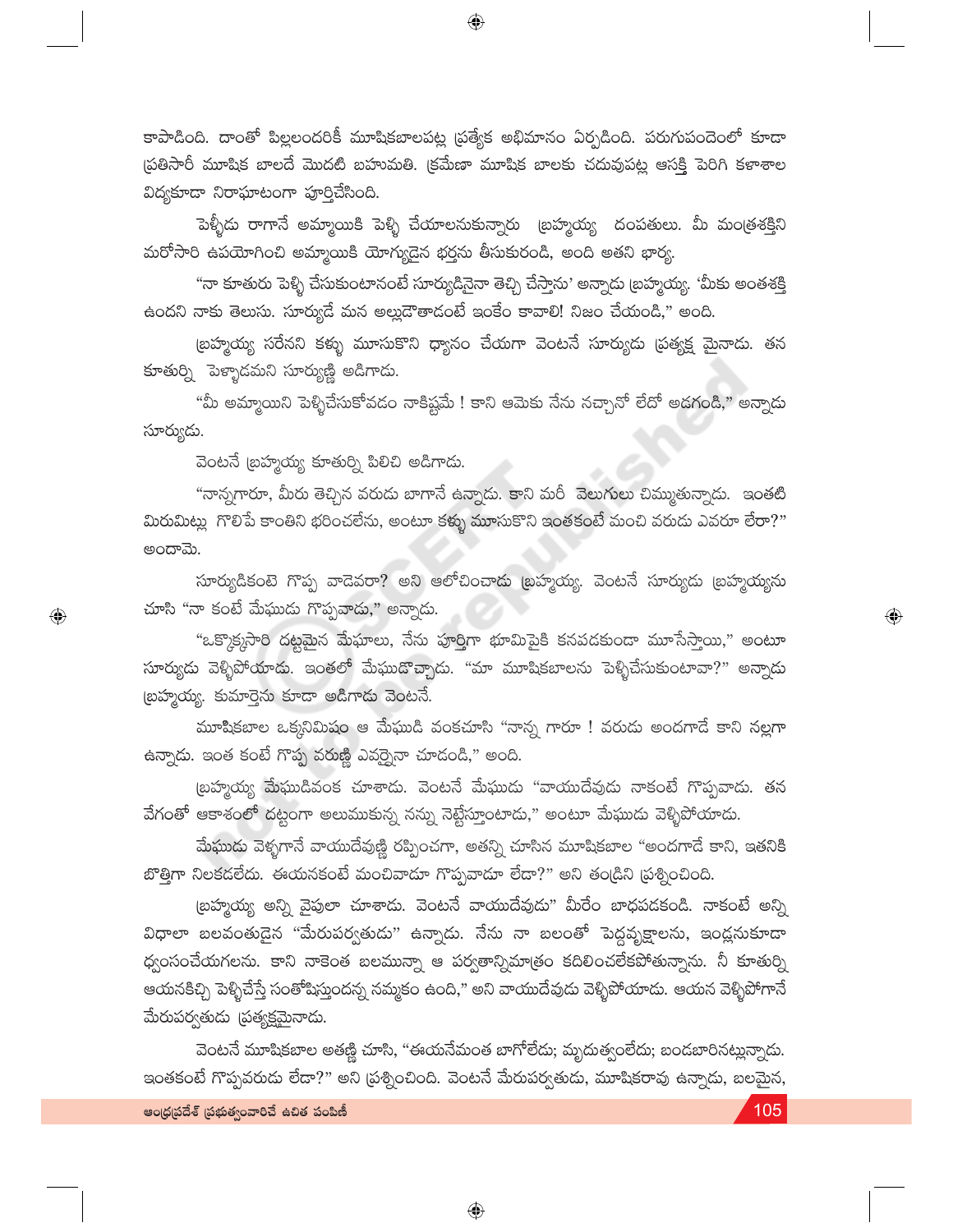కాపాడింది. దాంతో పిల్లలందరికీ మూషికబాలపట్ల ప్రత్యేక అభిమానం ఏర్పడింది. పరుగుపందెంలో కూడా ప్రతిసారీ మూషిక బాలదే మొదటి బహుమతి. క్రమేణా మూషిక బాలకు చదువుపట్ల ఆసక్తి పెరిగి కళాశాల విద్యకూడా నిరాఘాటంగా పూర్తిచేసింది.

పెళ్ళీడు రాగానే అమ్మాయికి పెళ్ళి చేయాలనుకున్నారు బ్రహ్మయ్య దంపతులు. మీ మంత్రశక్తిని మరోసారి ఉపయోగించి అమ్మాయికి యోగ్యుడైన భర్తను తీసుకురండి, అంది అతని భార్య.

"నా కూతురు పెళ్ళి చేసుకుంటానంటే సూర్యుడినైనా తెచ్చి చేస్తాను' అన్నాడు బ్రహ్మయ్య. 'మీకు అంతశక్తి ఉందని నాకు తెలుసు. సూర్యుడే మన అల్లుడౌతాడంటే ఇంకేం కావాలి! నిజం చేయండి," అంది.

బ్రహ్మయ్య సరేనని కళ్ళు మూసుకొని ధ్యానం చేయగా వెంటనే సూర్యుడు ప్రత్యక్ష మైనాడు. తన కూతుర్ని పెళ్ళాడమని సూర్యుణ్ణి అడిగాడు.

"మీ అమ్మాయిని పెళ్ళిచేసుకోవడం నాకిష్టమే ! కాని ఆమెకు నేను నచ్చానో లేదో అడగండి," అన్నాడు సూర్యుడు.

వెంటనే బ్రహ్మయ్య కూతుర్ని పిలిచి అడిగాడు.

"నాన్నగారూ, మీరు తెచ్చిన వరుడు బాగానే ఉన్నాడు. కాని మరీ వెలుగులు చిమ్ముతున్నాడు. ఇంతటి మిరుమిట్లు గొలిపే కాంతిని భరించలేను, అంటూ కళ్ళు మూసుకొని ఇంతకంటే మంచి వరుడు ఎవరూ లేరా?" అందామె.

సూర్యుడికంటె గొప్ప వాడెవరా? అని ఆలోచించాడు బ్రహ్మయ్య. వెంటనే సూర్యుడు బ్రహ్మయ్యను చూసి "నా కంటే మేఘుడు గొప్పవాడు," అన్నాడు.

"ఒక్కొక్కసారి దట్టమైన మేఘాలు, నేను పూర్తిగా భూమిపైకి కనపడకుండా మూసేస్తాయి," అంటూ సూర్యుడు వెళ్ళిపోయాడు. ఇంతలో మేఘుడొచ్చాడు. "మా మూషికబాలను పెళ్ళిచేసుకుంటావా?" అన్నాడు బ్రహ్మయ్య. కుమార్తెను కూడా అడిగాడు వెంటనే.

మూషికబాల ఒక్కనిమిషం ఆ మేఘుడి వంకచూసి "నాన్న గారూ ! వరుడు అందగాడే కాని నల్లగా ఉన్నాడు. ఇంత కంటే గొప్ప వరుణ్ణి ఎవర్నైనా చూడండి," అంది.

బ్రహ్మయ్య మేఘుడివంక చూశాడు. వెంటనే మేఘుడు "వాయుదేవుడు నాకంటే గొప్పవాడు. తన వేగంతో ఆకాశంలో దట్టంగా అలుముకున్న నన్ను నెట్టేస్తూంటాడు," అంటూ మేఘుడు వెళ్ళిపోయాడు.

మేఘుడు వెళ్ళగానే వాయుదేవుణ్ణి రప్పించగా, అతన్ని చూసిన మూషికబాల "అందగాడే కాని, ఇతనికి బొత్తిగా నిలకడలేదు. ఈయనకంటే మంచివాడూ గొప్పవాడూ లేడా?" అని తండ్రిని ప్రశ్నించింది.

బ్రహ్మయ్య అన్ని వైపులా చూశాడు. వెంటనే వాయుదేవుడు" మీరేం బాధపడకండి. నాకంటే అన్ని విధాలా బలవంతుడైన "మేరుపర్వతుడు" ఉన్నాడు. నేను నా బలంతో పెద్దవృక్షాలను, ఇండ్లనుకూడా ధ్వంసంచేయగలను. కాని నాకెంత బలమున్నా ఆ పర్వతాన్నిమాత్రం కదిలించలేకపోతున్నాను. నీ కూతుర్ని ఆయనకిచ్చి పెళ్ళిచేస్తే సంతోషిస్తుందన్న నమ్మకం ఉంది," అని వాయుదేవుడు వెళ్ళిపోయాడు. ఆయన వెళ్ళిపోగానే మేరుపర్వతుడు ప్రత్యక్షమైనాడు.

వెంటనే మూషికబాల అతణ్ణి చూసి, "ఈయనేమంత బాగోలేదు; మృదుత్వంలేదు; బండబారినట్లున్నాడు. ఇంతకంటే గొప్పవరుడు లేడా?" అని ప్రశ్నించింది. వెంటనే మేరుపర్వతుడు, మూషికరావు ఉన్నాడు, బలమైన,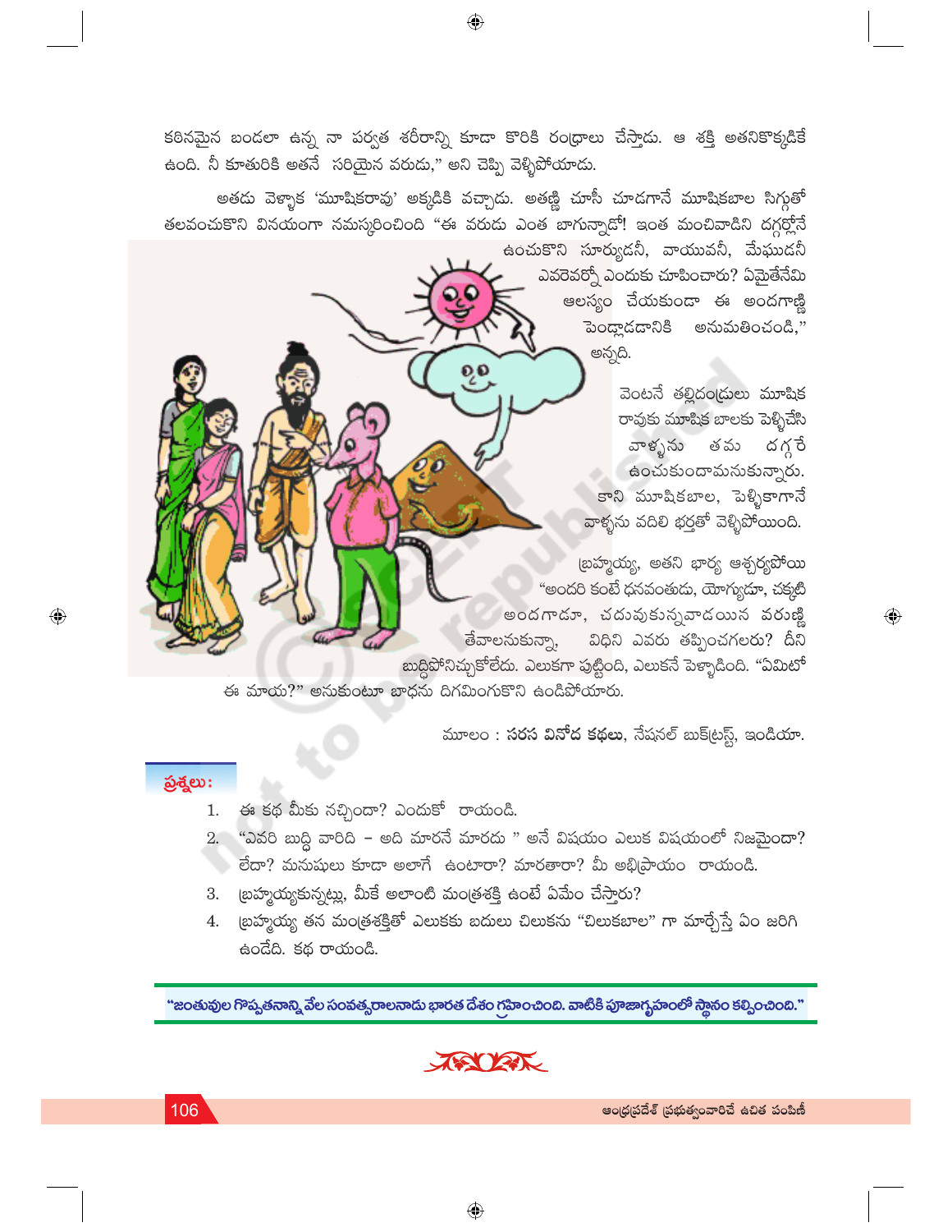కఠినమైన బండలా ఉన్న నా పర్వత శరీరాన్ని కూడా కొరికి రంధ్రాలు చేస్తాడు. ఆ శక్తి అతనికొక్కడికే ఉంది. నీ కూతురికి అతనే సరియైన వరుడు," అని చెప్పి వెళ్ళిపోయాడు.

అతడు వెళ్ళాక 'మూషికరావు' అక్కడికి వచ్చాడు. అతణ్ణి చూసీ చూడగానే మూషికబాల సిగ్గుతో తలవంచుకొని వినయంగా నమస్కరించింది "ఈ వరుడు ఎంత బాగున్నాడో! ఇంత మంచివాడిని దగ్గర్లోనే ఉంచుకొని సూర్యుడనీ, వాయువనీ, మేఘుడనీ ఎవరెవర్నో ఎందుకు చూపించారు? ఏమైతేనేమి ఆలస్యం చేయకుండా ఈ అందగాణ్ణి పెండ్లాడడానికి అనుమతించండి," అన్నది.

వెంటనే తల్లిదండ్రులు మూషిక రావుకు మూషిక బాలకు పెళ్ళిచేసి వాళ్ళను తమ దగ్గరే ఉంచుకుందామనుకున్నారు. కాని మూషికబాల, పెళ్ళికాగానే వాళ్ళను వదిలి భర్తతో వెళ్ళిపోయింది.

బ్రహ్మయ్య, అతని భార్య ఆశ్చర్యపోయి "అందరి కంటే ధనవంతుడు, యోగ్యుడూ, చక్కటి అందగాడూ, చదువుకున్నవాడయిన వరుణ్ణి తేవాలనుకున్నా, విధిని ఎవరు తప్పించగలరు? దీని బుద్ధిపోనిచ్చుకోలేదు. ఎలుకగా పుట్టింది, ఎలుకనే పెళ్ళాడింది. "ఏమిటో ఈ మాయ?" అనుకుంటూ బాధను దిగమింగుకొని ఉండిపోయారు.

మూలం : **సరస వినోద కథలు**, నేషనల్ బుక్‌ట్రస్ట్, ఇండియా.

## ప్రశ్నలు:

1. ఈ కథ మీకు నచ్చిందా? ఎందుకో రాయండి.
2. "ఎవరి బుద్ధి వారిది – అది మారనే మారదు " అనే విషయం ఎలుక విషయంలో నిజమైందా? లేదా? మనుషులు కూడా అలాగే ఉంటారా? మారతారా? మీ అభిప్రాయం రాయండి.
3. బ్రహ్మయ్యకున్నట్లు, మీకే అలాంటి మంత్రశక్తి ఉంటే ఏమేం చేస్తారు?
4. బ్రహ్మయ్య తన మంత్రశక్తితో ఎలుకకు బదులు చిలుకను "చిలుకబాల" గా మార్చేస్తే ఏం జరిగి ఉండేది. కథ రాయండి.

**"జంతువుల గొప్పతనాన్ని వేల సంవత్సరాలనాడు భారత దేశం గ్రహించింది. వాటికి పూజాగృహంలో స్థానం కల్పించింది."**